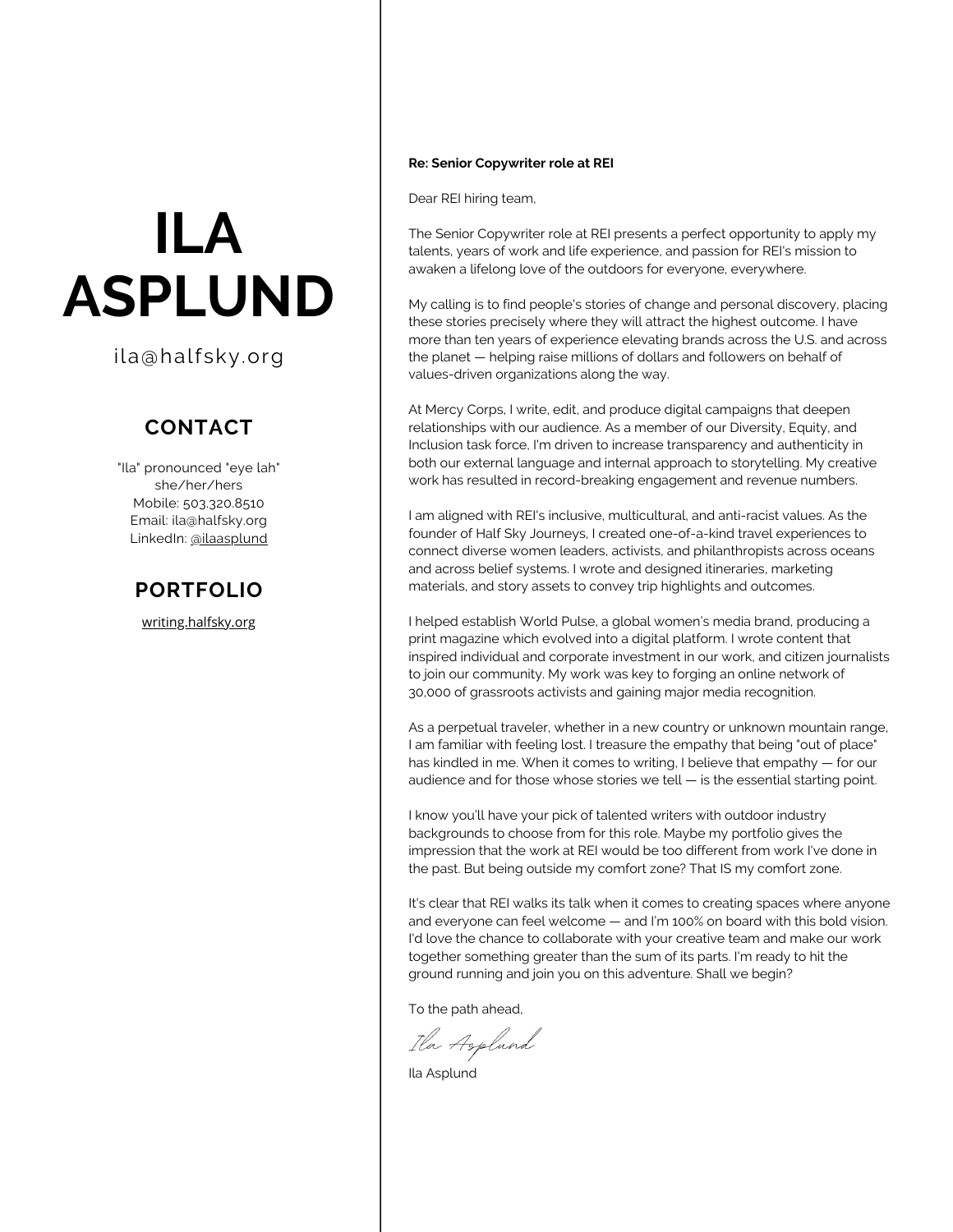# ILA ASPLUND

ila@halfsky.org

## CONTACT

"Ila" pronounced "eye lah"
she/her/hers
Mobile: 503.320.8510
Email: ila@halfsky.org
LinkedIn: @ilaasplund

## PORTFOLIO

writing.halfsky.org

**Re: Senior Copywriter role at REI**

Dear REI hiring team,

The Senior Copywriter role at REI presents a perfect opportunity to apply my talents, years of work and life experience, and passion for REI's mission to awaken a lifelong love of the outdoors for everyone, everywhere.

My calling is to find people's stories of change and personal discovery, placing these stories precisely where they will attract the highest outcome. I have more than ten years of experience elevating brands across the U.S. and across the planet — helping raise millions of dollars and followers on behalf of values-driven organizations along the way.

At Mercy Corps, I write, edit, and produce digital campaigns that deepen relationships with our audience. As a member of our Diversity, Equity, and Inclusion task force, I'm driven to increase transparency and authenticity in both our external language and internal approach to storytelling. My creative work has resulted in record-breaking engagement and revenue numbers.

I am aligned with REI's inclusive, multicultural, and anti-racist values. As the founder of Half Sky Journeys, I created one-of-a-kind travel experiences to connect diverse women leaders, activists, and philanthropists across oceans and across belief systems. I wrote and designed itineraries, marketing materials, and story assets to convey trip highlights and outcomes.

I helped establish World Pulse, a global women's media brand, producing a print magazine which evolved into a digital platform. I wrote content that inspired individual and corporate investment in our work, and citizen journalists to join our community. My work was key to forging an online network of 30,000 of grassroots activists and gaining major media recognition.

As a perpetual traveler, whether in a new country or unknown mountain range, I am familiar with feeling lost. I treasure the empathy that being "out of place" has kindled in me. When it comes to writing, I believe that empathy — for our audience and for those whose stories we tell — is the essential starting point.

I know you'll have your pick of talented writers with outdoor industry backgrounds to choose from for this role. Maybe my portfolio gives the impression that the work at REI would be too different from work I've done in the past. But being outside my comfort zone? That IS my comfort zone.

It's clear that REI walks its talk when it comes to creating spaces where anyone and everyone can feel welcome — and I'm 100% on board with this bold vision. I'd love the chance to collaborate with your creative team and make our work together something greater than the sum of its parts. I'm ready to hit the ground running and join you on this adventure. Shall we begin?

To the path ahead,

*Ila Asplund*

Ila Asplund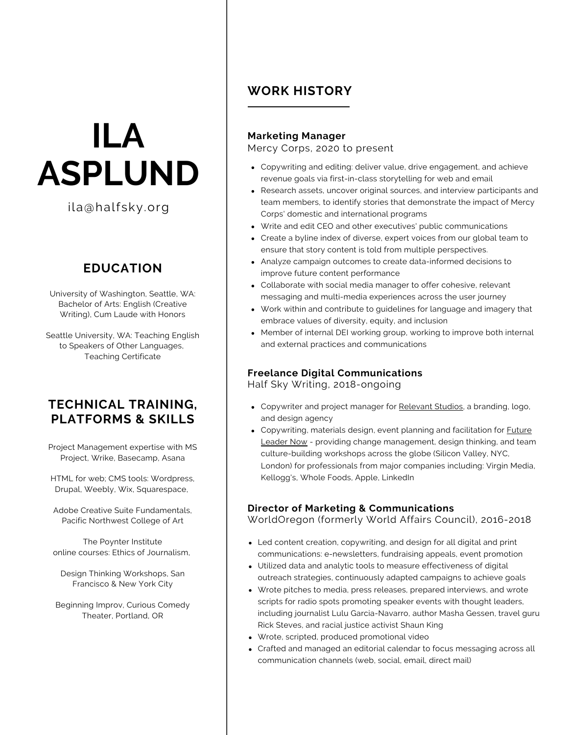# ILA ASPLUND

ila@halfsky.org

## EDUCATION

University of Washington, Seattle, WA: Bachelor of Arts: English (Creative Writing), Cum Laude with Honors

Seattle University, WA: Teaching English to Speakers of Other Languages, Teaching Certificate

## TECHNICAL TRAINING, PLATFORMS & SKILLS

Project Management expertise with MS Project, Wrike, Basecamp, Asana

HTML for web; CMS tools: Wordpress, Drupal, Weebly, Wix, Squarespace,

Adobe Creative Suite Fundamentals, Pacific Northwest College of Art

The Poynter Institute online courses: Ethics of Journalism,

Design Thinking Workshops, San Francisco & New York City

Beginning Improv, Curious Comedy Theater, Portland, OR

## WORK HISTORY

**Marketing Manager**
Mercy Corps, 2020 to present

- Copywriting and editing: deliver value, drive engagement, and achieve revenue goals via first-in-class storytelling for web and email
- Research assets, uncover original sources, and interview participants and team members, to identify stories that demonstrate the impact of Mercy Corps' domestic and international programs
- Write and edit CEO and other executives' public communications
- Create a byline index of diverse, expert voices from our global team to ensure that story content is told from multiple perspectives.
- Analyze campaign outcomes to create data-informed decisions to improve future content performance
- Collaborate with social media manager to offer cohesive, relevant messaging and multi-media experiences across the user journey
- Work within and contribute to guidelines for language and imagery that embrace values of diversity, equity, and inclusion
- Member of internal DEI working group, working to improve both internal and external practices and communications

**Freelance Digital Communications**
Half Sky Writing, 2018-ongoing

- Copywriter and project manager for Relevant Studios, a branding, logo, and design agency
- Copywriting, materials design, event planning and facilitation for Future Leader Now - providing change management, design thinking, and team culture-building workshops across the globe (Silicon Valley, NYC, London) for professionals from major companies including: Virgin Media, Kellogg's, Whole Foods, Apple, LinkedIn

**Director of Marketing & Communications**
WorldOregon (formerly World Affairs Council), 2016-2018

- Led content creation, copywriting, and design for all digital and print communications: e-newsletters, fundraising appeals, event promotion
- Utilized data and analytic tools to measure effectiveness of digital outreach strategies, continuously adapted campaigns to achieve goals
- Wrote pitches to media, press releases, prepared interviews, and wrote scripts for radio spots promoting speaker events with thought leaders, including journalist Lulu Garcia-Navarro, author Masha Gessen, travel guru Rick Steves, and racial justice activist Shaun King
- Wrote, scripted, produced promotional video
- Crafted and managed an editorial calendar to focus messaging across all communication channels (web, social, email, direct mail)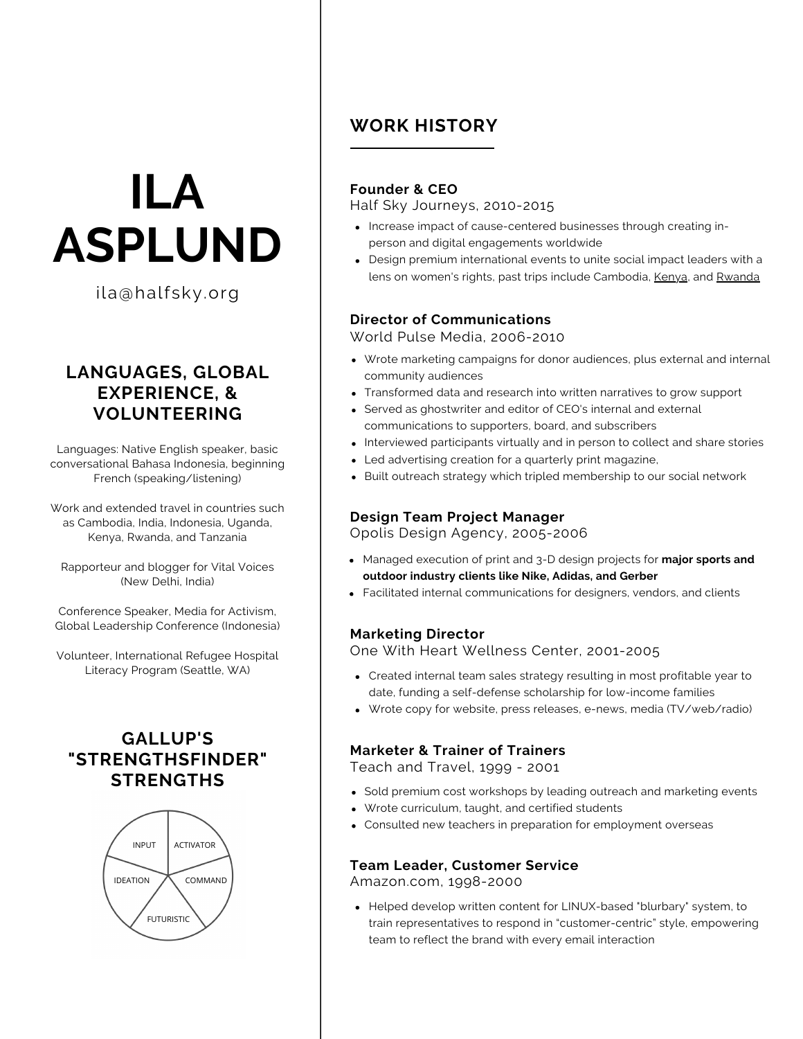# ILA ASPLUND

ila@halfsky.org

## LANGUAGES, GLOBAL EXPERIENCE, & VOLUNTEERING

Languages: Native English speaker, basic conversational Bahasa Indonesia, beginning French (speaking/listening)

Work and extended travel in countries such as Cambodia, India, Indonesia, Uganda, Kenya, Rwanda, and Tanzania

Rapporteur and blogger for Vital Voices (New Delhi, India)

Conference Speaker, Media for Activism, Global Leadership Conference (Indonesia)

Volunteer, International Refugee Hospital Literacy Program (Seattle, WA)

## GALLUP'S "STRENGTHSFINDER" STRENGTHS

INPUT
ACTIVATOR
IDEATION
COMMAND
FUTURISTIC

## WORK HISTORY

### Founder & CEO
Half Sky Journeys, 2010-2015

- Increase impact of cause-centered businesses through creating in-person and digital engagements worldwide
- Design premium international events to unite social impact leaders with a lens on women's rights, past trips include Cambodia, Kenya, and Rwanda

### Director of Communications
World Pulse Media, 2006-2010

- Wrote marketing campaigns for donor audiences, plus external and internal community audiences
- Transformed data and research into written narratives to grow support
- Served as ghostwriter and editor of CEO's internal and external communications to supporters, board, and subscribers
- Interviewed participants virtually and in person to collect and share stories
- Led advertising creation for a quarterly print magazine,
- Built outreach strategy which tripled membership to our social network

### Design Team Project Manager
Opolis Design Agency, 2005-2006

- Managed execution of print and 3-D design projects for **major sports and outdoor industry clients like Nike, Adidas, and Gerber**
- Facilitated internal communications for designers, vendors, and clients

### Marketing Director
One With Heart Wellness Center, 2001-2005

- Created internal team sales strategy resulting in most profitable year to date, funding a self-defense scholarship for low-income families
- Wrote copy for website, press releases, e-news, media (TV/web/radio)

### Marketer & Trainer of Trainers
Teach and Travel, 1999 - 2001

- Sold premium cost workshops by leading outreach and marketing events
- Wrote curriculum, taught, and certified students
- Consulted new teachers in preparation for employment overseas

### Team Leader, Customer Service
Amazon.com, 1998-2000

- Helped develop written content for LINUX-based "blurbary" system, to train representatives to respond in "customer-centric" style, empowering team to reflect the brand with every email interaction